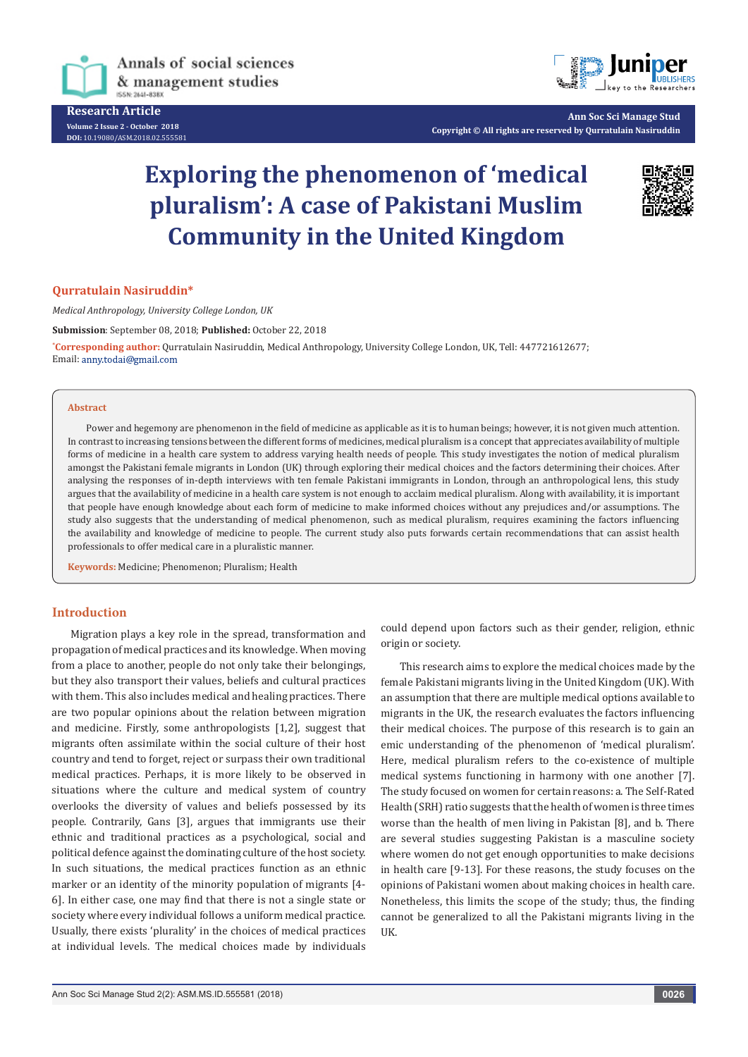Research Article

Volume 2 Issue 2 - October 2018
DOI: 10.19080/ASM.2018.02.555581

# Exploring the phenomenon of 'medical pluralism': A case of Pakistani Muslim Community in the United Kingdom

**Qurratulain Nasiruddin***

*Medical Anthropology, University College London, UK*

**Submission**: September 08, 2018; **Published:** October 22, 2018

***Corresponding author:** Qurratulain Nasiruddin, Medical Anthropology, University College London, UK, Tell: 447721612677; Email: anny.todai@gmail.com

## Abstract

Power and hegemony are phenomenon in the field of medicine as applicable as it is to human beings; however, it is not given much attention. In contrast to increasing tensions between the different forms of medicines, medical pluralism is a concept that appreciates availability of multiple forms of medicine in a health care system to address varying health needs of people. This study investigates the notion of medical pluralism amongst the Pakistani female migrants in London (UK) through exploring their medical choices and the factors determining their choices. After analysing the responses of in-depth interviews with ten female Pakistani immigrants in London, through an anthropological lens, this study argues that the availability of medicine in a health care system is not enough to acclaim medical pluralism. Along with availability, it is important that people have enough knowledge about each form of medicine to make informed choices without any prejudices and/or assumptions. The study also suggests that the understanding of medical phenomenon, such as medical pluralism, requires examining the factors influencing the availability and knowledge of medicine to people. The current study also puts forwards certain recommendations that can assist health professionals to offer medical care in a pluralistic manner.

**Keywords:** Medicine; Phenomenon; Pluralism; Health

## Introduction

Migration plays a key role in the spread, transformation and propagation of medical practices and its knowledge. When moving from a place to another, people do not only take their belongings, but they also transport their values, beliefs and cultural practices with them. This also includes medical and healing practices. There are two popular opinions about the relation between migration and medicine. Firstly, some anthropologists [1,2], suggest that migrants often assimilate within the social culture of their host country and tend to forget, reject or surpass their own traditional medical practices. Perhaps, it is more likely to be observed in situations where the culture and medical system of country overlooks the diversity of values and beliefs possessed by its people. Contrarily, Gans [3], argues that immigrants use their ethnic and traditional practices as a psychological, social and political defence against the dominating culture of the host society. In such situations, the medical practices function as an ethnic marker or an identity of the minority population of migrants [4-6]. In either case, one may find that there is not a single state or society where every individual follows a uniform medical practice. Usually, there exists 'plurality' in the choices of medical practices at individual levels. The medical choices made by individuals could depend upon factors such as their gender, religion, ethnic origin or society.

This research aims to explore the medical choices made by the female Pakistani migrants living in the United Kingdom (UK). With an assumption that there are multiple medical options available to migrants in the UK, the research evaluates the factors influencing their medical choices. The purpose of this research is to gain an emic understanding of the phenomenon of 'medical pluralism'. Here, medical pluralism refers to the co-existence of multiple medical systems functioning in harmony with one another [7]. The study focused on women for certain reasons: a. The Self-Rated Health (SRH) ratio suggests that the health of women is three times worse than the health of men living in Pakistan [8], and b. There are several studies suggesting Pakistan is a masculine society where women do not get enough opportunities to make decisions in health care [9-13]. For these reasons, the study focuses on the opinions of Pakistani women about making choices in health care. Nonetheless, this limits the scope of the study; thus, the finding cannot be generalized to all the Pakistani migrants living in the UK.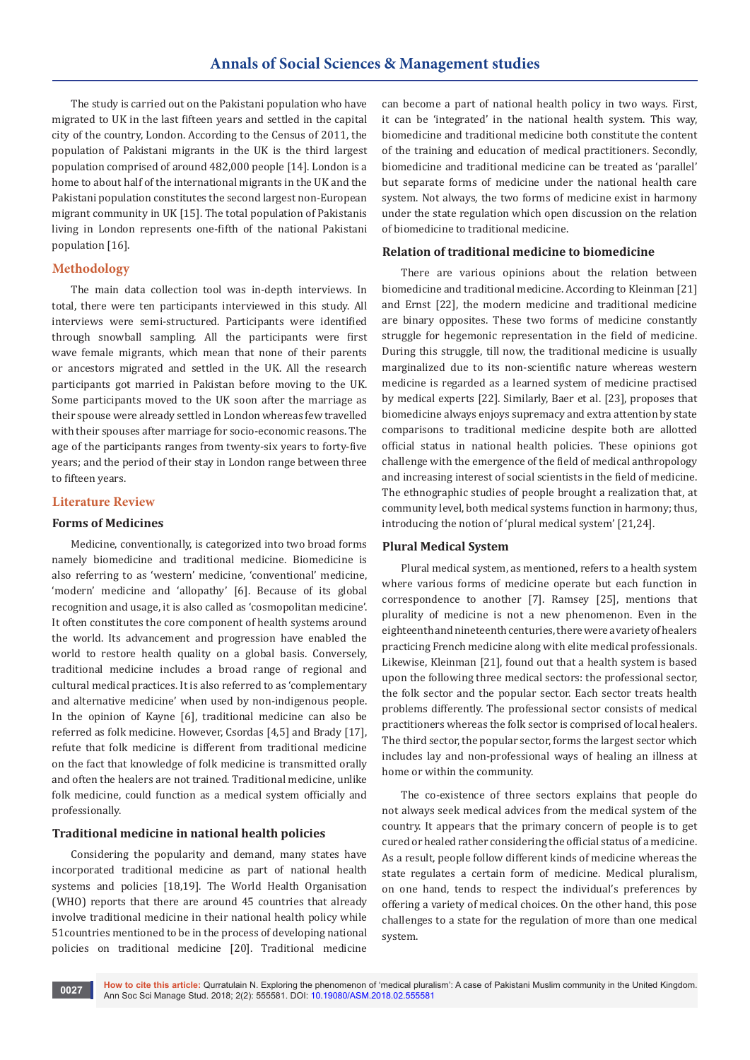The study is carried out on the Pakistani population who have migrated to UK in the last fifteen years and settled in the capital city of the country, London. According to the Census of 2011, the population of Pakistani migrants in the UK is the third largest population comprised of around 482,000 people [14]. London is a home to about half of the international migrants in the UK and the Pakistani population constitutes the second largest non-European migrant community in UK [15]. The total population of Pakistanis living in London represents one-fifth of the national Pakistani population [16].

## Methodology

The main data collection tool was in-depth interviews. In total, there were ten participants interviewed in this study. All interviews were semi-structured. Participants were identified through snowball sampling. All the participants were first wave female migrants, which mean that none of their parents or ancestors migrated and settled in the UK. All the research participants got married in Pakistan before moving to the UK. Some participants moved to the UK soon after the marriage as their spouse were already settled in London whereas few travelled with their spouses after marriage for socio-economic reasons. The age of the participants ranges from twenty-six years to forty-five years; and the period of their stay in London range between three to fifteen years.

## Literature Review

### Forms of Medicines

Medicine, conventionally, is categorized into two broad forms namely biomedicine and traditional medicine. Biomedicine is also referring to as 'western' medicine, 'conventional' medicine, 'modern' medicine and 'allopathy' [6]. Because of its global recognition and usage, it is also called as 'cosmopolitan medicine'. It often constitutes the core component of health systems around the world. Its advancement and progression have enabled the world to restore health quality on a global basis. Conversely, traditional medicine includes a broad range of regional and cultural medical practices. It is also referred to as 'complementary and alternative medicine' when used by non-indigenous people. In the opinion of Kayne [6], traditional medicine can also be referred as folk medicine. However, Csordas [4,5] and Brady [17], refute that folk medicine is different from traditional medicine on the fact that knowledge of folk medicine is transmitted orally and often the healers are not trained. Traditional medicine, unlike folk medicine, could function as a medical system officially and professionally.

### Traditional medicine in national health policies

Considering the popularity and demand, many states have incorporated traditional medicine as part of national health systems and policies [18,19]. The World Health Organisation (WHO) reports that there are around 45 countries that already involve traditional medicine in their national health policy while 51countries mentioned to be in the process of developing national policies on traditional medicine [20]. Traditional medicine can become a part of national health policy in two ways. First, it can be 'integrated' in the national health system. This way, biomedicine and traditional medicine both constitute the content of the training and education of medical practitioners. Secondly, biomedicine and traditional medicine can be treated as 'parallel' but separate forms of medicine under the national health care system. Not always, the two forms of medicine exist in harmony under the state regulation which open discussion on the relation of biomedicine to traditional medicine.

### Relation of traditional medicine to biomedicine

There are various opinions about the relation between biomedicine and traditional medicine. According to Kleinman [21] and Ernst [22], the modern medicine and traditional medicine are binary opposites. These two forms of medicine constantly struggle for hegemonic representation in the field of medicine. During this struggle, till now, the traditional medicine is usually marginalized due to its non-scientific nature whereas western medicine is regarded as a learned system of medicine practised by medical experts [22]. Similarly, Baer et al. [23], proposes that biomedicine always enjoys supremacy and extra attention by state comparisons to traditional medicine despite both are allotted official status in national health policies. These opinions got challenge with the emergence of the field of medical anthropology and increasing interest of social scientists in the field of medicine. The ethnographic studies of people brought a realization that, at community level, both medical systems function in harmony; thus, introducing the notion of 'plural medical system' [21,24].

### Plural Medical System

Plural medical system, as mentioned, refers to a health system where various forms of medicine operate but each function in correspondence to another [7]. Ramsey [25], mentions that plurality of medicine is not a new phenomenon. Even in the eighteenth and nineteenth centuries, there were a variety of healers practicing French medicine along with elite medical professionals. Likewise, Kleinman [21], found out that a health system is based upon the following three medical sectors: the professional sector, the folk sector and the popular sector. Each sector treats health problems differently. The professional sector consists of medical practitioners whereas the folk sector is comprised of local healers. The third sector, the popular sector, forms the largest sector which includes lay and non-professional ways of healing an illness at home or within the community.

The co-existence of three sectors explains that people do not always seek medical advices from the medical system of the country. It appears that the primary concern of people is to get cured or healed rather considering the official status of a medicine. As a result, people follow different kinds of medicine whereas the state regulates a certain form of medicine. Medical pluralism, on one hand, tends to respect the individual's preferences by offering a variety of medical choices. On the other hand, this pose challenges to a state for the regulation of more than one medical system.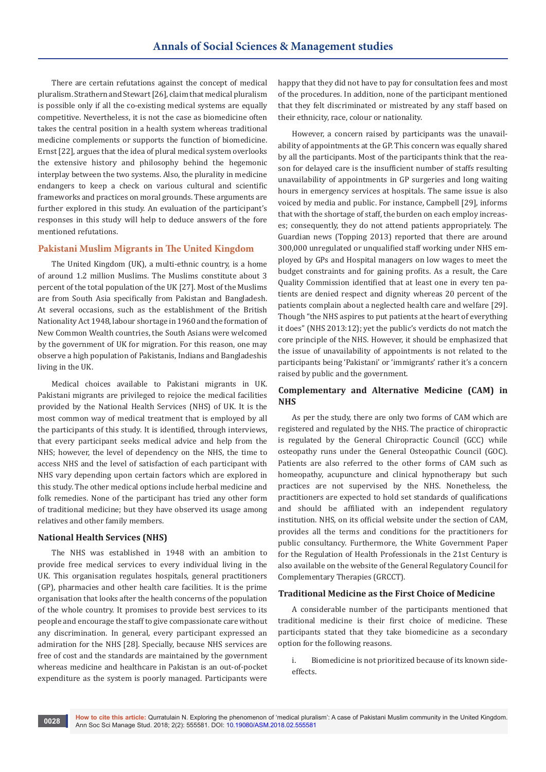There are certain refutations against the concept of medical pluralism. Strathern and Stewart [26], claim that medical pluralism is possible only if all the co-existing medical systems are equally competitive. Nevertheless, it is not the case as biomedicine often takes the central position in a health system whereas traditional medicine complements or supports the function of biomedicine. Ernst [22], argues that the idea of plural medical system overlooks the extensive history and philosophy behind the hegemonic interplay between the two systems. Also, the plurality in medicine endangers to keep a check on various cultural and scientific frameworks and practices on moral grounds. These arguments are further explored in this study. An evaluation of the participant's responses in this study will help to deduce answers of the fore mentioned refutations.

## Pakistani Muslim Migrants in The United Kingdom

The United Kingdom (UK), a multi-ethnic country, is a home of around 1.2 million Muslims. The Muslims constitute about 3 percent of the total population of the UK [27]. Most of the Muslims are from South Asia specifically from Pakistan and Bangladesh. At several occasions, such as the establishment of the British Nationality Act 1948, labour shortage in 1960 and the formation of New Common Wealth countries, the South Asians were welcomed by the government of UK for migration. For this reason, one may observe a high population of Pakistanis, Indians and Bangladeshis living in the UK.

Medical choices available to Pakistani migrants in UK. Pakistani migrants are privileged to rejoice the medical facilities provided by the National Health Services (NHS) of UK. It is the most common way of medical treatment that is employed by all the participants of this study. It is identified, through interviews, that every participant seeks medical advice and help from the NHS; however, the level of dependency on the NHS, the time to access NHS and the level of satisfaction of each participant with NHS vary depending upon certain factors which are explored in this study. The other medical options include herbal medicine and folk remedies. None of the participant has tried any other form of traditional medicine; but they have observed its usage among relatives and other family members.

### National Health Services (NHS)

The NHS was established in 1948 with an ambition to provide free medical services to every individual living in the UK. This organisation regulates hospitals, general practitioners (GP), pharmacies and other health care facilities. It is the prime organisation that looks after the health concerns of the population of the whole country. It promises to provide best services to its people and encourage the staff to give compassionate care without any discrimination. In general, every participant expressed an admiration for the NHS [28]. Specially, because NHS services are free of cost and the standards are maintained by the government whereas medicine and healthcare in Pakistan is an out-of-pocket expenditure as the system is poorly managed. Participants were happy that they did not have to pay for consultation fees and most of the procedures. In addition, none of the participant mentioned that they felt discriminated or mistreated by any staff based on their ethnicity, race, colour or nationality.

However, a concern raised by participants was the unavailability of appointments at the GP. This concern was equally shared by all the participants. Most of the participants think that the reason for delayed care is the insufficient number of staffs resulting unavailability of appointments in GP surgeries and long waiting hours in emergency services at hospitals. The same issue is also voiced by media and public. For instance, Campbell [29], informs that with the shortage of staff, the burden on each employ increases; consequently, they do not attend patients appropriately. The Guardian news (Topping 2013) reported that there are around 300,000 unregulated or unqualified staff working under NHS employed by GPs and Hospital managers on low wages to meet the budget constraints and for gaining profits. As a result, the Care Quality Commission identified that at least one in every ten patients are denied respect and dignity whereas 20 percent of the patients complain about a neglected health care and welfare [29]. Though "the NHS aspires to put patients at the heart of everything it does" (NHS 2013:12); yet the public's verdicts do not match the core principle of the NHS. However, it should be emphasized that the issue of unavailability of appointments is not related to the participants being 'Pakistani' or 'immigrants' rather it's a concern raised by public and the government.

### Complementary and Alternative Medicine (CAM) in NHS

As per the study, there are only two forms of CAM which are registered and regulated by the NHS. The practice of chiropractic is regulated by the General Chiropractic Council (GCC) while osteopathy runs under the General Osteopathic Council (GOC). Patients are also referred to the other forms of CAM such as homeopathy, acupuncture and clinical hypnotherapy but such practices are not supervised by the NHS. Nonetheless, the practitioners are expected to hold set standards of qualifications and should be affiliated with an independent regulatory institution. NHS, on its official website under the section of CAM, provides all the terms and conditions for the practitioners for public consultancy. Furthermore, the White Government Paper for the Regulation of Health Professionals in the 21st Century is also available on the website of the General Regulatory Council for Complementary Therapies (GRCCT).

### Traditional Medicine as the First Choice of Medicine

A considerable number of the participants mentioned that traditional medicine is their first choice of medicine. These participants stated that they take biomedicine as a secondary option for the following reasons.

i. Biomedicine is not prioritized because of its known side-effects.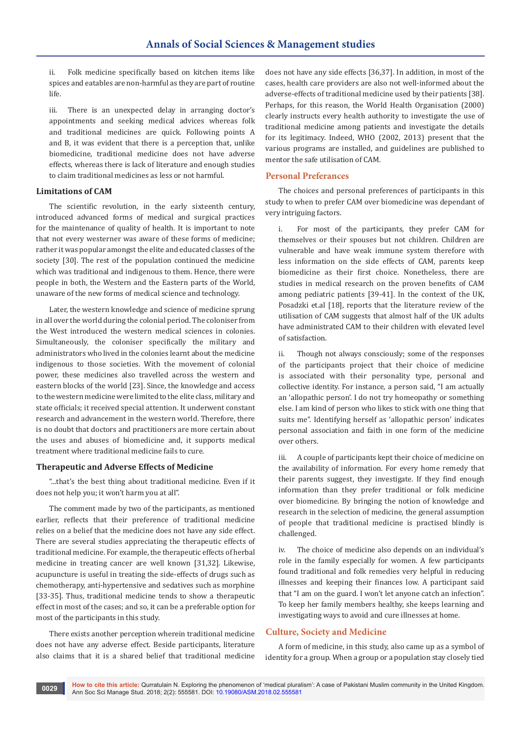ii. Folk medicine specifically based on kitchen items like spices and eatables are non-harmful as they are part of routine life.

iii. There is an unexpected delay in arranging doctor's appointments and seeking medical advices whereas folk and traditional medicines are quick. Following points A and B, it was evident that there is a perception that, unlike biomedicine, traditional medicine does not have adverse effects, whereas there is lack of literature and enough studies to claim traditional medicines as less or not harmful.

### Limitations of CAM

The scientific revolution, in the early sixteenth century, introduced advanced forms of medical and surgical practices for the maintenance of quality of health. It is important to note that not every westerner was aware of these forms of medicine; rather it was popular amongst the elite and educated classes of the society [30]. The rest of the population continued the medicine which was traditional and indigenous to them. Hence, there were people in both, the Western and the Eastern parts of the World, unaware of the new forms of medical science and technology.

Later, the western knowledge and science of medicine sprung in all over the world during the colonial period. The coloniser from the West introduced the western medical sciences in colonies. Simultaneously, the coloniser specifically the military and administrators who lived in the colonies learnt about the medicine indigenous to those societies. With the movement of colonial power, these medicines also travelled across the western and eastern blocks of the world [23]. Since, the knowledge and access to the western medicine were limited to the elite class, military and state officials; it received special attention. It underwent constant research and advancement in the western world. Therefore, there is no doubt that doctors and practitioners are more certain about the uses and abuses of biomedicine and, it supports medical treatment where traditional medicine fails to cure.

### Therapeutic and Adverse Effects of Medicine

"...that's the best thing about traditional medicine. Even if it does not help you; it won't harm you at all".

The comment made by two of the participants, as mentioned earlier, reflects that their preference of traditional medicine relies on a belief that the medicine does not have any side effect. There are several studies appreciating the therapeutic effects of traditional medicine. For example, the therapeutic effects of herbal medicine in treating cancer are well known [31,32]. Likewise, acupuncture is useful in treating the side-effects of drugs such as chemotherapy, anti-hypertensive and sedatives such as morphine [33-35]. Thus, traditional medicine tends to show a therapeutic effect in most of the cases; and so, it can be a preferable option for most of the participants in this study.

There exists another perception wherein traditional medicine does not have any adverse effect. Beside participants, literature also claims that it is a shared belief that traditional medicine does not have any side effects [36,37]. In addition, in most of the cases, health care providers are also not well-informed about the adverse-effects of traditional medicine used by their patients [38]. Perhaps, for this reason, the World Health Organisation (2000) clearly instructs every health authority to investigate the use of traditional medicine among patients and investigate the details for its legitimacy. Indeed, WHO (2002, 2013) present that the various programs are installed, and guidelines are published to mentor the safe utilisation of CAM.

### Personal Preferances

The choices and personal preferences of participants in this study to when to prefer CAM over biomedicine was dependant of very intriguing factors.

i. For most of the participants, they prefer CAM for themselves or their spouses but not children. Children are vulnerable and have weak immune system therefore with less information on the side effects of CAM, parents keep biomedicine as their first choice. Nonetheless, there are studies in medical research on the proven benefits of CAM among pediatric patients [39-41]. In the context of the UK, Posadzki et.al [18], reports that the literature review of the utilisation of CAM suggests that almost half of the UK adults have administrated CAM to their children with elevated level of satisfaction.

ii. Though not always consciously; some of the responses of the participants project that their choice of medicine is associated with their personality type, personal and collective identity. For instance, a person said, "I am actually an 'allopathic person'. I do not try homeopathy or something else. I am kind of person who likes to stick with one thing that suits me". Identifying herself as 'allopathic person' indicates personal association and faith in one form of the medicine over others.

iii. A couple of participants kept their choice of medicine on the availability of information. For every home remedy that their parents suggest, they investigate. If they find enough information than they prefer traditional or folk medicine over biomedicine. By bringing the notion of knowledge and research in the selection of medicine, the general assumption of people that traditional medicine is practised blindly is challenged.

iv. The choice of medicine also depends on an individual's role in the family especially for women. A few participants found traditional and folk remedies very helpful in reducing illnesses and keeping their finances low. A participant said that "I am on the guard. I won't let anyone catch an infection". To keep her family members healthy, she keeps learning and investigating ways to avoid and cure illnesses at home.

### Culture, Society and Medicine

A form of medicine, in this study, also came up as a symbol of identity for a group. When a group or a population stay closely tied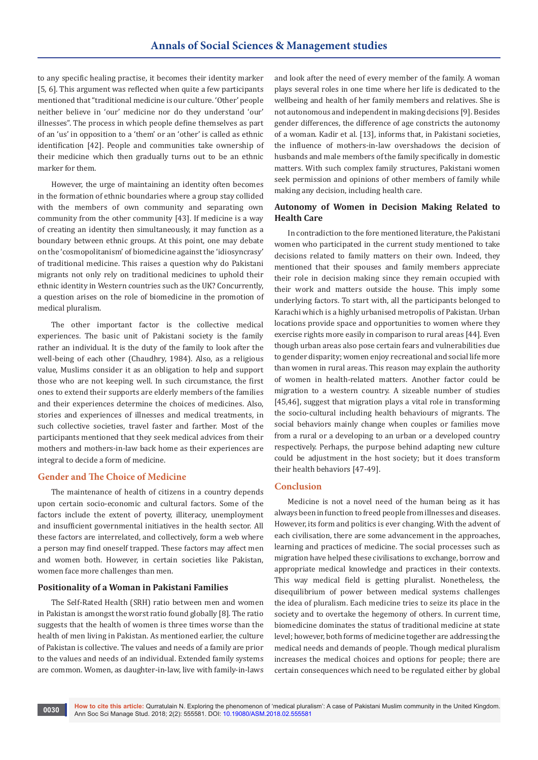to any specific healing practise, it becomes their identity marker [5, 6]. This argument was reflected when quite a few participants mentioned that "traditional medicine is our culture. 'Other' people neither believe in 'our' medicine nor do they understand 'our' illnesses". The process in which people define themselves as part of an 'us' in opposition to a 'them' or an 'other' is called as ethnic identification [42]. People and communities take ownership of their medicine which then gradually turns out to be an ethnic marker for them.

However, the urge of maintaining an identity often becomes in the formation of ethnic boundaries where a group stay collided with the members of own community and separating own community from the other community [43]. If medicine is a way of creating an identity then simultaneously, it may function as a boundary between ethnic groups. At this point, one may debate on the 'cosmopolitanism' of biomedicine against the 'idiosyncrasy' of traditional medicine. This raises a question why do Pakistani migrants not only rely on traditional medicines to uphold their ethnic identity in Western countries such as the UK? Concurrently, a question arises on the role of biomedicine in the promotion of medical pluralism.

The other important factor is the collective medical experiences. The basic unit of Pakistani society is the family rather an individual. It is the duty of the family to look after the well-being of each other (Chaudhry, 1984). Also, as a religious value, Muslims consider it as an obligation to help and support those who are not keeping well. In such circumstance, the first ones to extend their supports are elderly members of the families and their experiences determine the choices of medicines. Also, stories and experiences of illnesses and medical treatments, in such collective societies, travel faster and farther. Most of the participants mentioned that they seek medical advices from their mothers and mothers-in-law back home as their experiences are integral to decide a form of medicine.

## Gender and The Choice of Medicine

The maintenance of health of citizens in a country depends upon certain socio-economic and cultural factors. Some of the factors include the extent of poverty, illiteracy, unemployment and insufficient governmental initiatives in the health sector. All these factors are interrelated, and collectively, form a web where a person may find oneself trapped. These factors may affect men and women both. However, in certain societies like Pakistan, women face more challenges than men.

### Positionality of a Woman in Pakistani Families

The Self-Rated Health (SRH) ratio between men and women in Pakistan is amongst the worst ratio found globally [8]. The ratio suggests that the health of women is three times worse than the health of men living in Pakistan. As mentioned earlier, the culture of Pakistan is collective. The values and needs of a family are prior to the values and needs of an individual. Extended family systems are common. Women, as daughter-in-law, live with family-in-laws and look after the need of every member of the family. A woman plays several roles in one time where her life is dedicated to the wellbeing and health of her family members and relatives. She is not autonomous and independent in making decisions [9]. Besides gender differences, the difference of age constricts the autonomy of a woman. Kadir et al. [13], informs that, in Pakistani societies, the influence of mothers-in-law overshadows the decision of husbands and male members of the family specifically in domestic matters. With such complex family structures, Pakistani women seek permission and opinions of other members of family while making any decision, including health care.

### Autonomy of Women in Decision Making Related to Health Care

In contradiction to the fore mentioned literature, the Pakistani women who participated in the current study mentioned to take decisions related to family matters on their own. Indeed, they mentioned that their spouses and family members appreciate their role in decision making since they remain occupied with their work and matters outside the house. This imply some underlying factors. To start with, all the participants belonged to Karachi which is a highly urbanised metropolis of Pakistan. Urban locations provide space and opportunities to women where they exercise rights more easily in comparison to rural areas [44]. Even though urban areas also pose certain fears and vulnerabilities due to gender disparity; women enjoy recreational and social life more than women in rural areas. This reason may explain the authority of women in health-related matters. Another factor could be migration to a western country. A sizeable number of studies [45,46], suggest that migration plays a vital role in transforming the socio-cultural including health behaviours of migrants. The social behaviors mainly change when couples or families move from a rural or a developing to an urban or a developed country respectively. Perhaps, the purpose behind adapting new culture could be adjustment in the host society; but it does transform their health behaviors [47-49].

## Conclusion

Medicine is not a novel need of the human being as it has always been in function to freed people from illnesses and diseases. However, its form and politics is ever changing. With the advent of each civilisation, there are some advancement in the approaches, learning and practices of medicine. The social processes such as migration have helped these civilisations to exchange, borrow and appropriate medical knowledge and practices in their contexts. This way medical field is getting pluralist. Nonetheless, the disequilibrium of power between medical systems challenges the idea of pluralism. Each medicine tries to seize its place in the society and to overtake the hegemony of others. In current time, biomedicine dominates the status of traditional medicine at state level; however, both forms of medicine together are addressing the medical needs and demands of people. Though medical pluralism increases the medical choices and options for people; there are certain consequences which need to be regulated either by global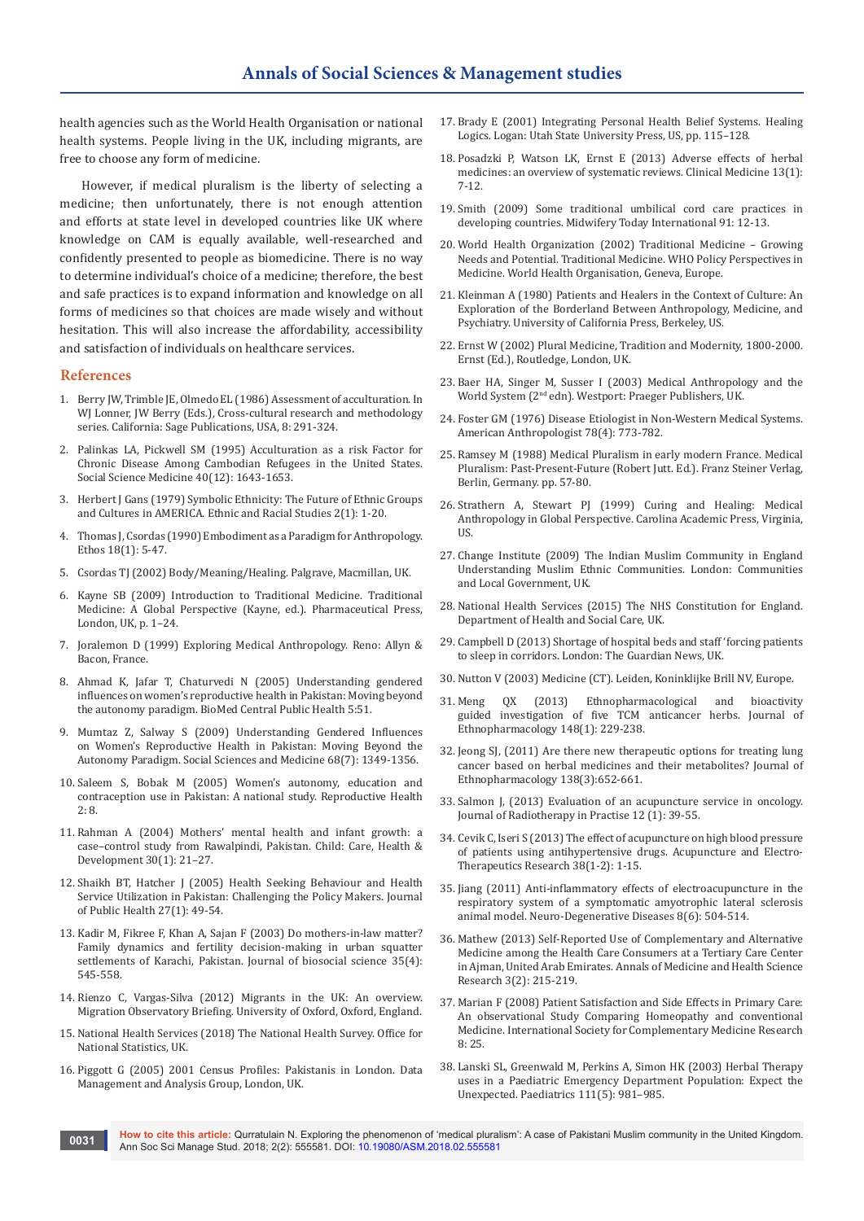health agencies such as the World Health Organisation or national health systems. People living in the UK, including migrants, are free to choose any form of medicine.

However, if medical pluralism is the liberty of selecting a medicine; then unfortunately, there is not enough attention and efforts at state level in developed countries like UK where knowledge on CAM is equally available, well-researched and confidently presented to people as biomedicine. There is no way to determine individual's choice of a medicine; therefore, the best and safe practices is to expand information and knowledge on all forms of medicines so that choices are made wisely and without hesitation. This will also increase the affordability, accessibility and satisfaction of individuals on healthcare services.

## References

1. Berry JW, Trimble JE, Olmedo EL (1986) Assessment of acculturation. In WJ Lonner, JW Berry (Eds.), Cross-cultural research and methodology series. California: Sage Publications, USA, 8: 291-324.
2. Palinkas LA, Pickwell SM (1995) Acculturation as a risk Factor for Chronic Disease Among Cambodian Refugees in the United States. Social Science Medicine 40(12): 1643-1653.
3. Herbert J Gans (1979) Symbolic Ethnicity: The Future of Ethnic Groups and Cultures in AMERICA. Ethnic and Racial Studies 2(1): 1-20.
4. Thomas J, Csordas (1990) Embodiment as a Paradigm for Anthropology. Ethos 18(1): 5-47.
5. Csordas TJ (2002) Body/Meaning/Healing. Palgrave, Macmillan, UK.
6. Kayne SB (2009) Introduction to Traditional Medicine. Traditional Medicine: A Global Perspective (Kayne, ed.). Pharmaceutical Press, London, UK, p. 1–24.
7. Joralemon D (1999) Exploring Medical Anthropology. Reno: Allyn & Bacon, France.
8. Ahmad K, Jafar T, Chaturvedi N (2005) Understanding gendered influences on women's reproductive health in Pakistan: Moving beyond the autonomy paradigm. BioMed Central Public Health 5:51.
9. Mumtaz Z, Salway S (2009) Understanding Gendered Influences on Women's Reproductive Health in Pakistan: Moving Beyond the Autonomy Paradigm. Social Sciences and Medicine 68(7): 1349-1356.
10. Saleem S, Bobak M (2005) Women's autonomy, education and contraception use in Pakistan: A national study. Reproductive Health 2: 8.
11. Rahman A (2004) Mothers' mental health and infant growth: a case–control study from Rawalpindi, Pakistan. Child: Care, Health & Development 30(1): 21–27.
12. Shaikh BT, Hatcher J (2005) Health Seeking Behaviour and Health Service Utilization in Pakistan: Challenging the Policy Makers. Journal of Public Health 27(1): 49-54.
13. Kadir M, Fikree F, Khan A, Sajan F (2003) Do mothers-in-law matter? Family dynamics and fertility decision-making in urban squatter settlements of Karachi, Pakistan. Journal of biosocial science 35(4): 545-558.
14. Rienzo C, Vargas-Silva (2012) Migrants in the UK: An overview. Migration Observatory Briefing. University of Oxford, Oxford, England.
15. National Health Services (2018) The National Health Survey. Office for National Statistics, UK.
16. Piggott G (2005) 2001 Census Profiles: Pakistanis in London. Data Management and Analysis Group, London, UK.
17. Brady E (2001) Integrating Personal Health Belief Systems. Healing Logics. Logan: Utah State University Press, US, pp. 115–128.
18. Posadzki P, Watson LK, Ernst E (2013) Adverse effects of herbal medicines: an overview of systematic reviews. Clinical Medicine 13(1): 7-12.
19. Smith (2009) Some traditional umbilical cord care practices in developing countries. Midwifery Today International 91: 12-13.
20. World Health Organization (2002) Traditional Medicine – Growing Needs and Potential. Traditional Medicine. WHO Policy Perspectives in Medicine. World Health Organisation, Geneva, Europe.
21. Kleinman A (1980) Patients and Healers in the Context of Culture: An Exploration of the Borderland Between Anthropology, Medicine, and Psychiatry. University of California Press, Berkeley, US.
22. Ernst W (2002) Plural Medicine, Tradition and Modernity, 1800-2000. Ernst (Ed.), Routledge, London, UK.
23. Baer HA, Singer M, Susser I (2003) Medical Anthropology and the World System (2nd edn). Westport: Praeger Publishers, UK.
24. Foster GM (1976) Disease Etiologist in Non-Western Medical Systems. American Anthropologist 78(4): 773-782.
25. Ramsey M (1988) Medical Pluralism in early modern France. Medical Pluralism: Past-Present-Future (Robert Jutt. Ed.). Franz Steiner Verlag, Berlin, Germany. pp. 57-80.
26. Strathern A, Stewart PJ (1999) Curing and Healing: Medical Anthropology in Global Perspective. Carolina Academic Press, Virginia, US.
27. Change Institute (2009) The Indian Muslim Community in England Understanding Muslim Ethnic Communities. London: Communities and Local Government, UK.
28. National Health Services (2015) The NHS Constitution for England. Department of Health and Social Care, UK.
29. Campbell D (2013) Shortage of hospital beds and staff 'forcing patients to sleep in corridors. London: The Guardian News, UK.
30. Nutton V (2003) Medicine (CT). Leiden, Koninklijke Brill NV, Europe.
31. Meng QX (2013) Ethnopharmacological and bioactivity guided investigation of five TCM anticancer herbs. Journal of Ethnopharmacology 148(1): 229-238.
32. Jeong SJ, (2011) Are there new therapeutic options for treating lung cancer based on herbal medicines and their metabolites? Journal of Ethnopharmacology 138(3):652-661.
33. Salmon J, (2013) Evaluation of an acupuncture service in oncology. Journal of Radiotherapy in Practise 12 (1): 39-55.
34. Cevik C, Iseri S (2013) The effect of acupuncture on high blood pressure of patients using antihypertensive drugs. Acupuncture and Electro-Therapeutics Research 38(1-2): 1-15.
35. Jiang (2011) Anti-inflammatory effects of electroacupuncture in the respiratory system of a symptomatic amyotrophic lateral sclerosis animal model. Neuro-Degenerative Diseases 8(6): 504-514.
36. Mathew (2013) Self-Reported Use of Complementary and Alternative Medicine among the Health Care Consumers at a Tertiary Care Center in Ajman, United Arab Emirates. Annals of Medicine and Health Science Research 3(2): 215-219.
37. Marian F (2008) Patient Satisfaction and Side Effects in Primary Care: An observational Study Comparing Homeopathy and conventional Medicine. International Society for Complementary Medicine Research 8: 25.
38. Lanski SL, Greenwald M, Perkins A, Simon HK (2003) Herbal Therapy uses in a Paediatric Emergency Department Population: Expect the Unexpected. Paediatrics 111(5): 981–985.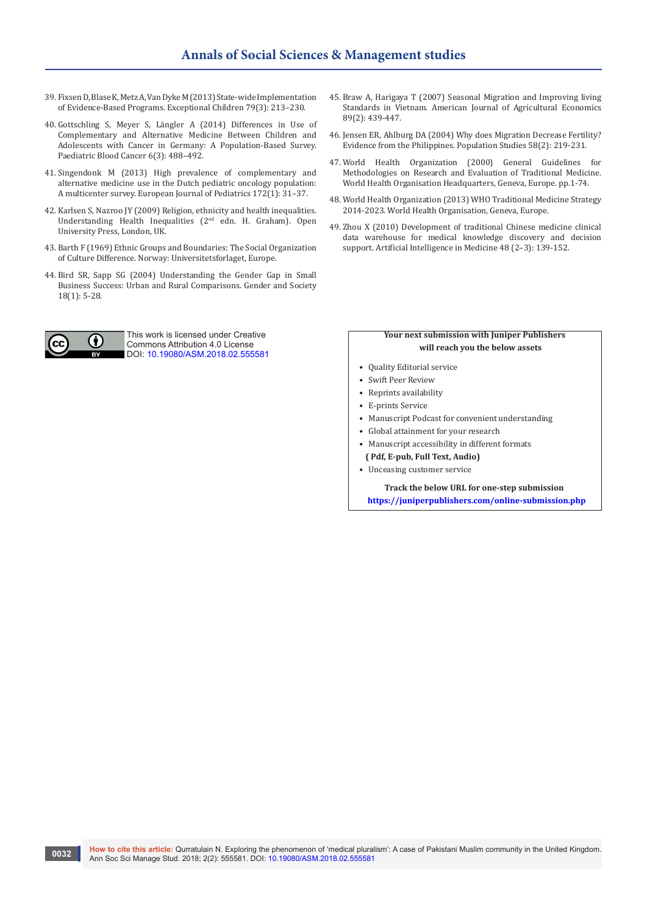39. Fixsen D, Blase K, Metz A, Van Dyke M (2013) State-wide Implementation of Evidence-Based Programs. Exceptional Children 79(3): 213–230.

40. Gottschling S, Meyer S, Längler A (2014) Differences in Use of Complementary and Alternative Medicine Between Children and Adolescents with Cancer in Germany: A Population-Based Survey. Paediatric Blood Cancer 6(3): 488–492.

41. Singendonk M (2013) High prevalence of complementary and alternative medicine use in the Dutch pediatric oncology population: A multicenter survey. European Journal of Pediatrics 172(1): 31–37.

42. Karlsen S, Nazroo JY (2009) Religion, ethnicity and health inequalities. Understanding Health Inequalities (2nd edn. H. Graham). Open University Press, London, UK.

43. Barth F (1969) Ethnic Groups and Boundaries: The Social Organization of Culture Difference. Norway: Universitetsforlaget, Europe.

44. Bird SR, Sapp SG (2004) Understanding the Gender Gap in Small Business Success: Urban and Rural Comparisons. Gender and Society 18(1): 5-28.

45. Braw A, Harigaya T (2007) Seasonal Migration and Improving living Standards in Vietnam. American Journal of Agricultural Economics 89(2): 439-447.

46. Jensen ER, Ahlburg DA (2004) Why does Migration Decrease Fertility? Evidence from the Philippines. Population Studies 58(2): 219-231.

47. World Health Organization (2000) General Guidelines for Methodologies on Research and Evaluation of Traditional Medicine. World Health Organisation Headquarters, Geneva, Europe. pp.1-74.

48. World Health Organization (2013) WHO Traditional Medicine Strategy 2014-2023. World Health Organisation, Geneva, Europe.

49. Zhou X (2010) Development of traditional Chinese medicine clinical data warehouse for medical knowledge discovery and decision support. Artificial Intelligence in Medicine 48 (2–3): 139-152.

This work is licensed under Creative Commons Attribution 4.0 License
DOI: 10.19080/ASM.2018.02.555581

**Your next submission with Juniper Publishers will reach you the below assets**

- Quality Editorial service
- Swift Peer Review
- Reprints availability
- E-prints Service
- Manuscript Podcast for convenient understanding
- Global attainment for your research
- Manuscript accessibility in different formats
  **( Pdf, E-pub, Full Text, Audio)**
- Unceasing customer service

**Track the below URL for one-step submission**
**https://juniperpublishers.com/online-submission.php**

**How to cite this article:** Qurratulain N. Exploring the phenomenon of 'medical pluralism': A case of Pakistani Muslim community in the United Kingdom. Ann Soc Sci Manage Stud. 2018; 2(2): 555581. DOI: 10.19080/ASM.2018.02.555581